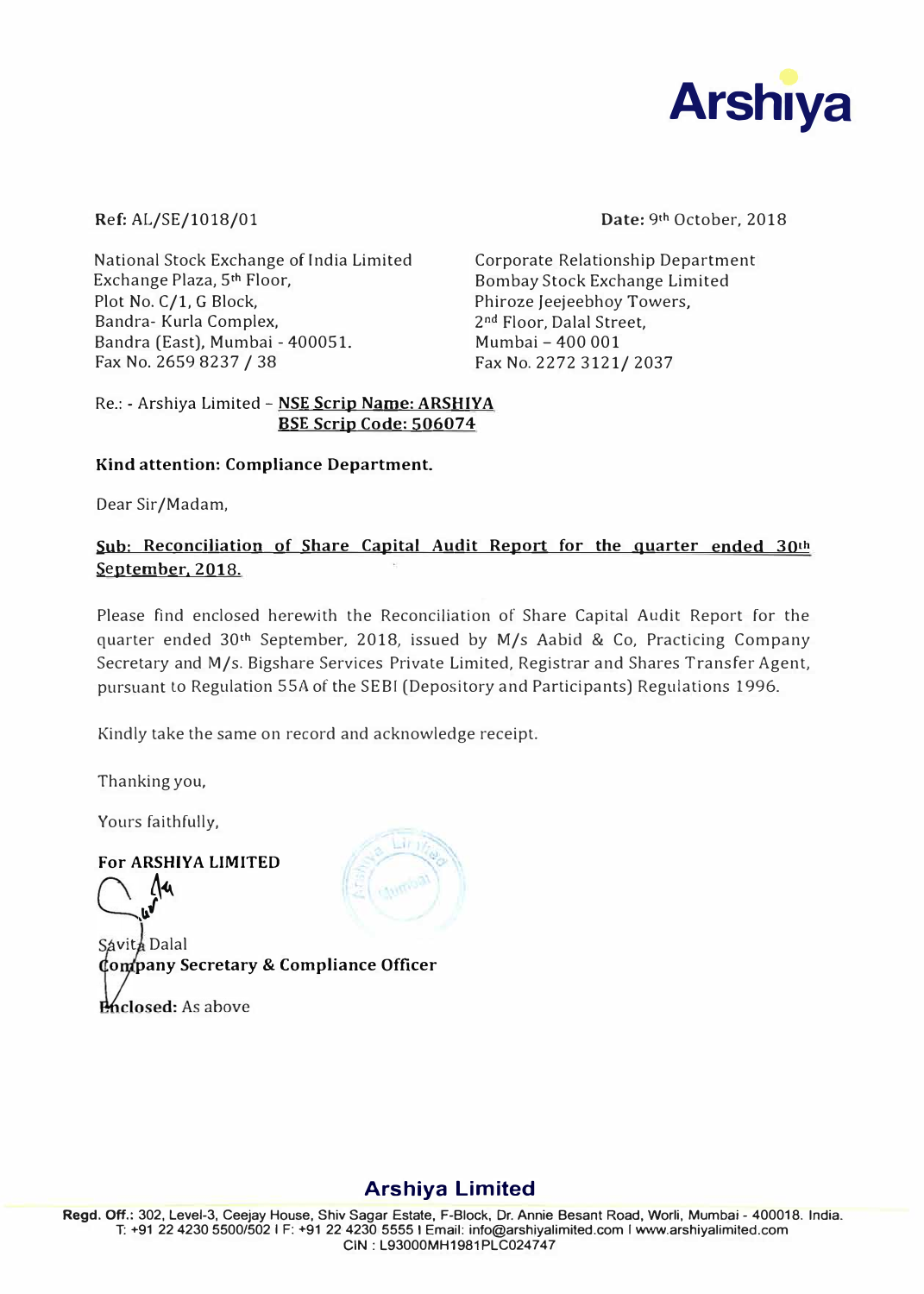Arshiya

**Ref:** AL/SE/1018/01

**Date:** 9th October, 2018

National Stock Exchange of India Limited
Exchange Plaza, 5th Floor,
Plot No. C/1, G Block,
Bandra- Kurla Complex,
Bandra (East), Mumbai - 400051.
Fax No. 2659 8237 / 38

Corporate Relationship Department
Bombay Stock Exchange Limited
Phiroze Jeejeebhoy Towers,
2nd Floor, Dalal Street,
Mumbai – 400 001
Fax No. 2272 3121/ 2037

Re.: - Arshiya Limited – **NSE Scrip Name: ARSHIYA**
**BSE Scrip Code: 506074**

**Kind attention: Compliance Department.**

Dear Sir/Madam,

**Sub: Reconciliation of Share Capital Audit Report for the quarter ended 30th September, 2018.**

Please find enclosed herewith the Reconciliation of Share Capital Audit Report for the quarter ended 30th September, 2018, issued by M/s Aabid & Co, Practicing Company Secretary and M/s. Bigshare Services Private Limited, Registrar and Shares Transfer Agent, pursuant to Regulation 55A of the SEBI (Depository and Participants) Regulations 1996.

Kindly take the same on record and acknowledge receipt.

Thanking you,

Yours faithfully,

**For ARSHIYA LIMITED**

Savita Dalal
**Company Secretary & Compliance Officer**

**Enclosed:** As above

**Arshiya Limited**

**Regd. Off.:** 302, Level-3, Ceejay House, Shiv Sagar Estate, F-Block, Dr. Annie Besant Road, Worli, Mumbai - 400018. India.
T: +91 22 4230 5500/502 I F: +91 22 4230 5555 I Email: info@arshiyalimited.com I www.arshiyalimited.com
CIN : L93000MH1981PLC024747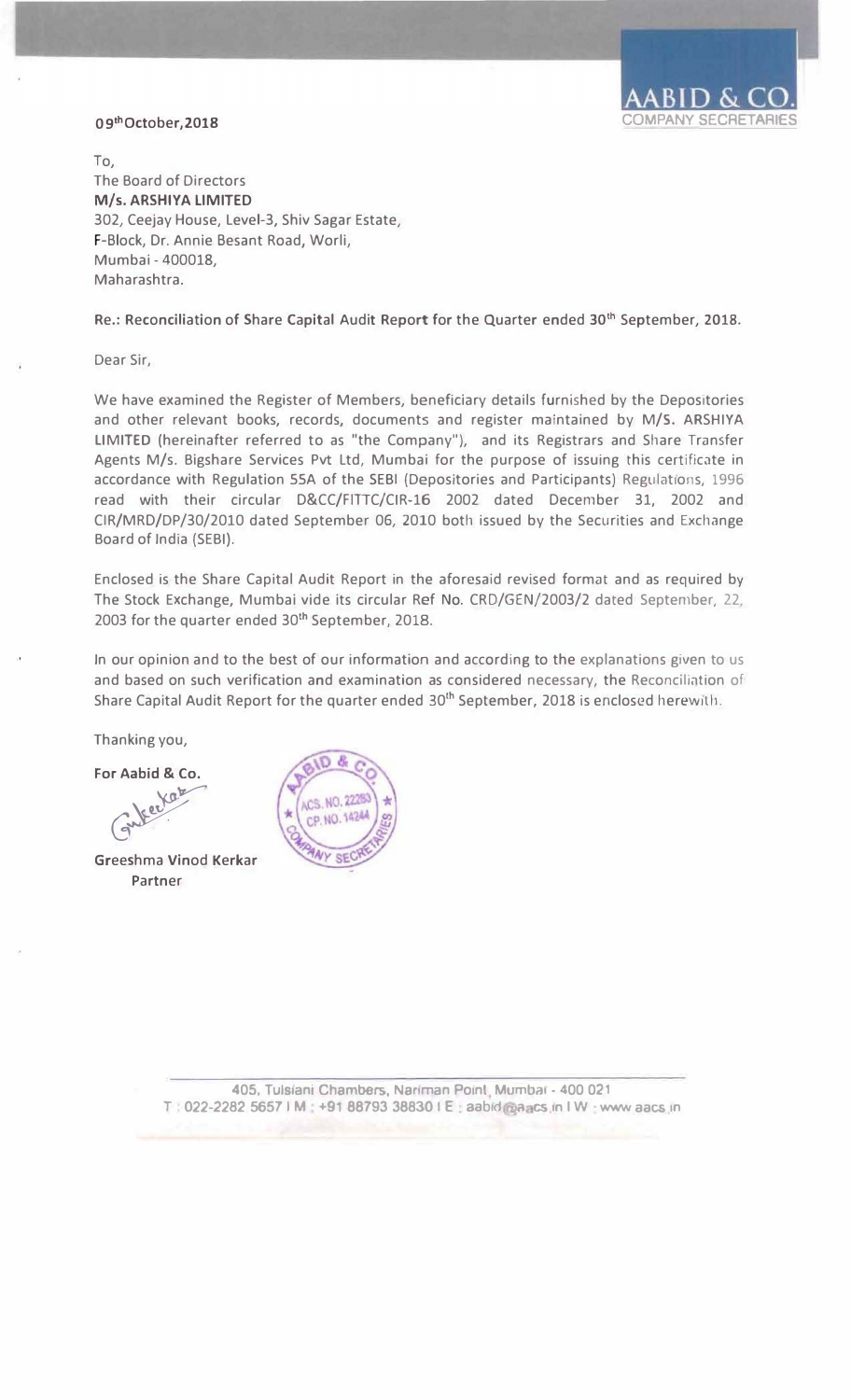**AABID & CO.**
COMPANY SECRETARIES

09th October, 2018

To,
The Board of Directors
**M/s. ARSHIYA LIMITED**
302, Ceejay House, Level-3, Shiv Sagar Estate,
F-Block, Dr. Annie Besant Road, Worli,
Mumbai - 400018,
Maharashtra.

**Re.: Reconciliation of Share Capital Audit Report for the Quarter ended 30th September, 2018.**

Dear Sir,

We have examined the Register of Members, beneficiary details furnished by the Depositories and other relevant books, records, documents and register maintained by M/S. **ARSHIYA LIMITED** (hereinafter referred to as "the Company"), and its Registrars and Share Transfer Agents M/s. Bigshare Services Pvt Ltd, Mumbai for the purpose of issuing this certificate in accordance with Regulation 55A of the SEBI (Depositories and Participants) Regulations, 1996 read with their circular D&CC/FITTC/CIR-16 2002 dated December 31, 2002 and CIR/MRD/DP/30/2010 dated September 06, 2010 both issued by the Securities and Exchange Board of India (SEBI).

Enclosed is the Share Capital Audit Report in the aforesaid revised format and as required by The Stock Exchange, Mumbai vide its circular Ref No. CRD/GEN/2003/2 dated September, 22, 2003 for the quarter ended 30th September, 2018.

In our opinion and to the best of our information and according to the explanations given to us and based on such verification and examination as considered necessary, the Reconciliation of Share Capital Audit Report for the quarter ended 30th September, 2018 is enclosed herewith.

Thanking you,

**For Aabid & Co.**

**Greeshma Vinod Kerkar**
Partner

405, Tulsiani Chambers, Nariman Point, Mumbai - 400 021
T : 022-2282 5657 I M : +91 88793 38830 I E : aabid@aacs.in I W : www.aacs.in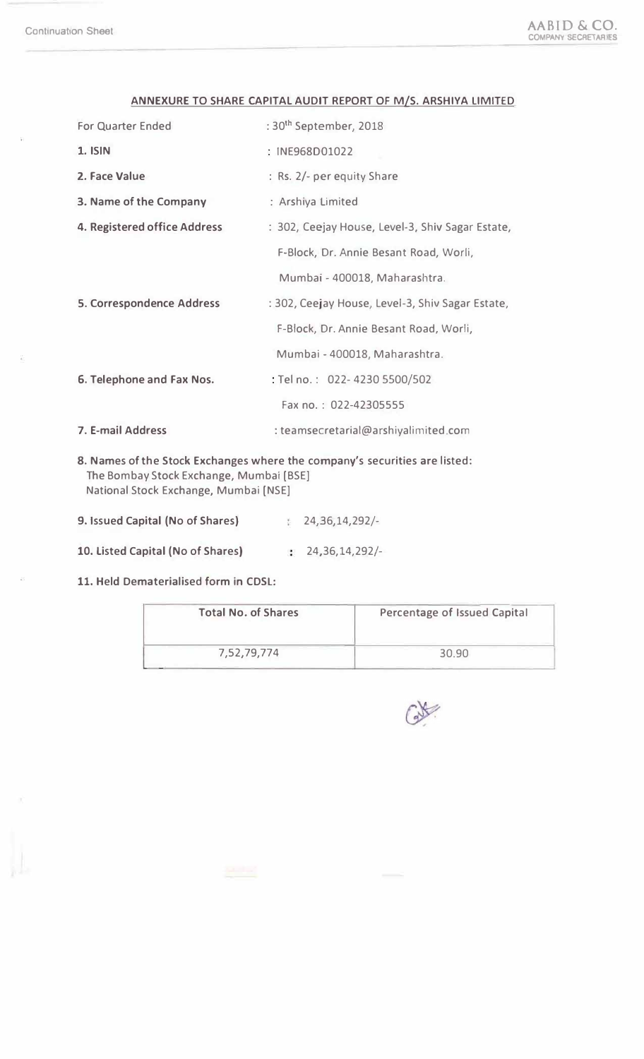## ANNEXURE TO SHARE CAPITAL AUDIT REPORT OF M/S. ARSHIYA LIMITED

For Quarter Ended : 30th September, 2018

**1. ISIN** : INE968D01022

**2. Face Value** : Rs. 2/- per equity Share

**3. Name of the Company** : Arshiya Limited

**4. Registered office Address** : 302, Ceejay House, Level-3, Shiv Sagar Estate, F-Block, Dr. Annie Besant Road, Worli, Mumbai - 400018, Maharashtra.

**5. Correspondence Address** : 302, Ceejay House, Level-3, Shiv Sagar Estate, F-Block, Dr. Annie Besant Road, Worli, Mumbai - 400018, Maharashtra.

**6. Telephone and Fax Nos.** : Tel no. : 022- 4230 5500/502
Fax no. : 022-42305555

**7. E-mail Address** : teamsecretarial@arshiyalimited.com

**8. Names of the Stock Exchanges where the company's securities are listed:**
The Bombay Stock Exchange, Mumbai [BSE]
National Stock Exchange, Mumbai [NSE]

**9. Issued Capital (No of Shares)** : 24,36,14,292/-

**10. Listed Capital (No of Shares)** : 24,36,14,292/-

**11. Held Dematerialised form in CDSL:**

| Total No. of Shares | Percentage of Issued Capital |
|---|---|
| 7,52,79,774 | 30.90 |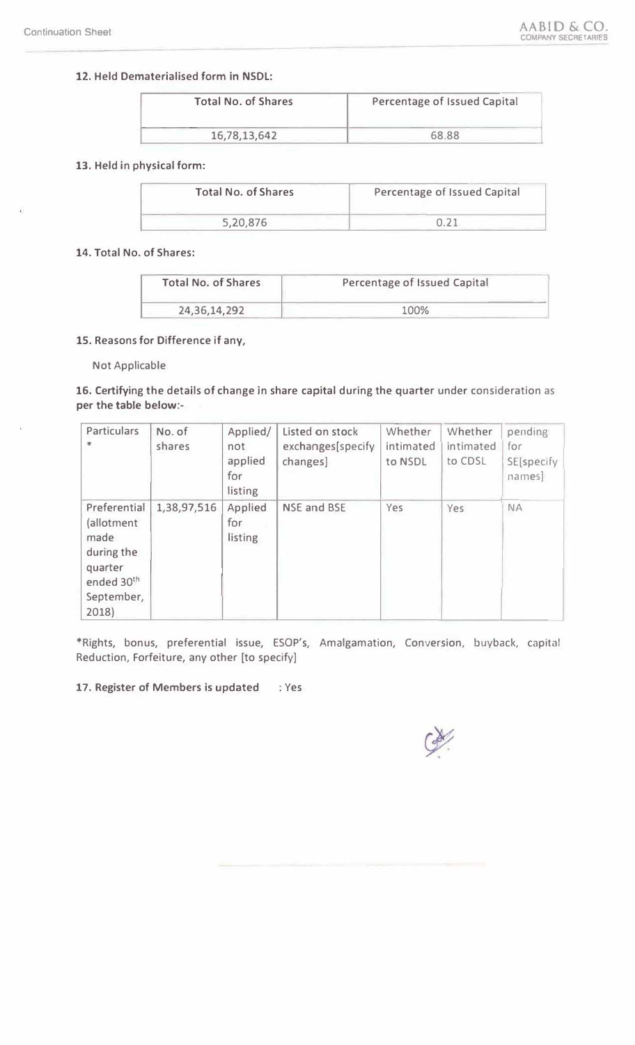**12. Held Dematerialised form in NSDL:**

| Total No. of Shares | Percentage of Issued Capital |
|---|---|
| 16,78,13,642 | 68.88 |

**13. Held in physical form:**

| Total No. of Shares | Percentage of Issued Capital |
|---|---|
| 5,20,876 | 0.21 |

**14. Total No. of Shares:**

| Total No. of Shares | Percentage of Issued Capital |
|---|---|
| 24,36,14,292 | 100% |

**15. Reasons for Difference if any,**

Not Applicable

**16. Certifying the details of change in share capital during the quarter** under consideration as **per the table below:-**

| Particulars * | No. of shares | Applied/ not applied for listing | Listed on stock exchanges[specify changes] | Whether intimated to NSDL | Whether intimated to CDSL | pending for SE[specify names] |
|---|---|---|---|---|---|---|
| Preferential (allotment made during the quarter ended 30th September, 2018) | 1,38,97,516 | Applied for listing | NSE and BSE | Yes | Yes | NA |

*Rights, bonus, preferential issue, ESOP's, Amalgamation, Conversion, buyback, capital Reduction, Forfeiture, any other [to specify]

**17. Register of Members is updated** : Yes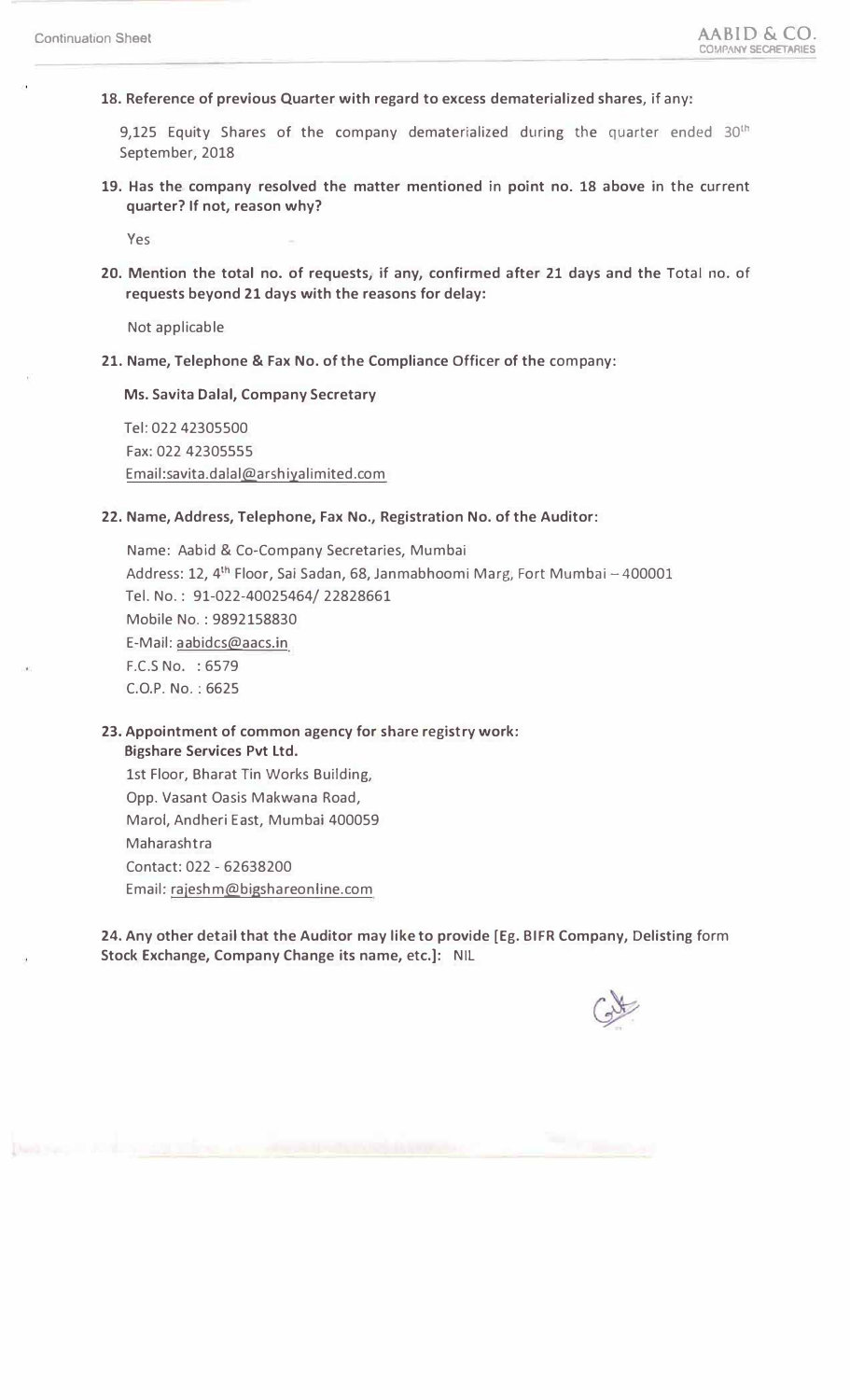**18. Reference of previous Quarter with regard to excess dematerialized shares, if any:**

9,125 Equity Shares of the company dematerialized during the quarter ended 30th September, 2018

**19. Has the company resolved the matter mentioned in point no. 18 above in the current quarter? If not, reason why?**

Yes

**20. Mention the total no. of requests, if any, confirmed after 21 days and the Total no. of requests beyond 21 days with the reasons for delay:**

Not applicable

**21. Name, Telephone & Fax No. of the Compliance Officer of the company:**

**Ms. Savita Dalal, Company Secretary**

Tel: 022 42305500
Fax: 022 42305555
Email:savita.dalal@arshiyalimited.com

**22. Name, Address, Telephone, Fax No., Registration No. of the Auditor:**

Name: Aabid & Co-Company Secretaries, Mumbai
Address: 12, 4th Floor, Sai Sadan, 68, Janmabhoomi Marg, Fort Mumbai – 400001
Tel. No. : 91-022-40025464/ 22828661
Mobile No. : 9892158830
E-Mail: aabidcs@aacs.in
F.C.S No. : 6579
C.O.P. No. : 6625

**23. Appointment of common agency for share registry work:**
**Bigshare Services Pvt Ltd.**
1st Floor, Bharat Tin Works Building,
Opp. Vasant Oasis Makwana Road,
Marol, Andheri East, Mumbai 400059
Maharashtra
Contact: 022 - 62638200
Email: rajeshm@bigshareonline.com

**24. Any other detail that the Auditor may like to provide [Eg. BIFR Company, Delisting form Stock Exchange, Company Change its name, etc.]:** NIL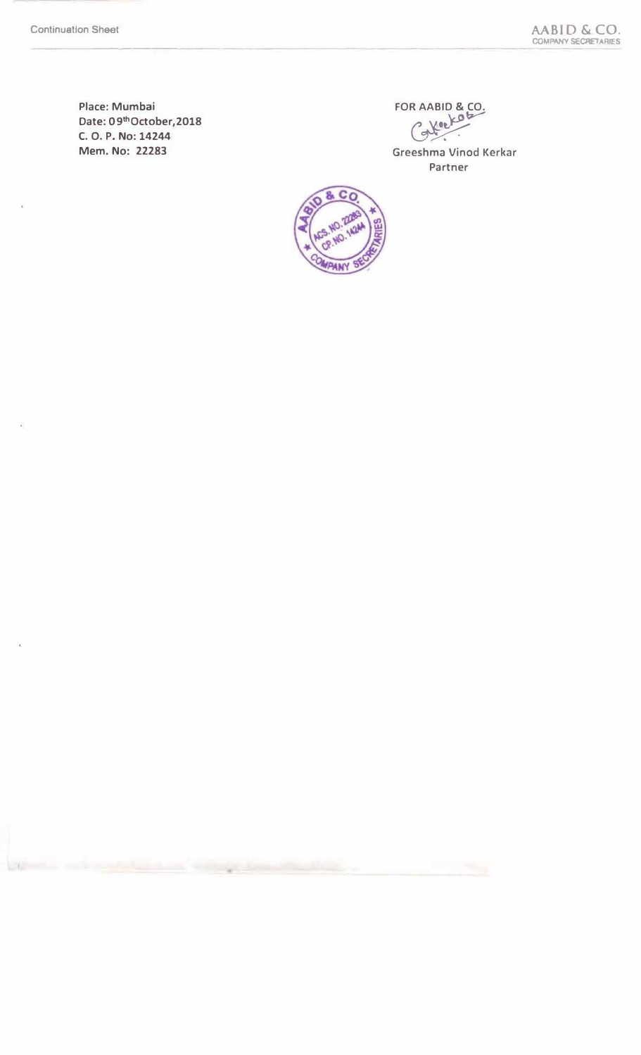Place: Mumbai
Date: 09th October, 2018
C. O. P. No: 14244
Mem. No: 22283

FOR AABID & CO.

Greeshma Vinod Kerkar
Partner